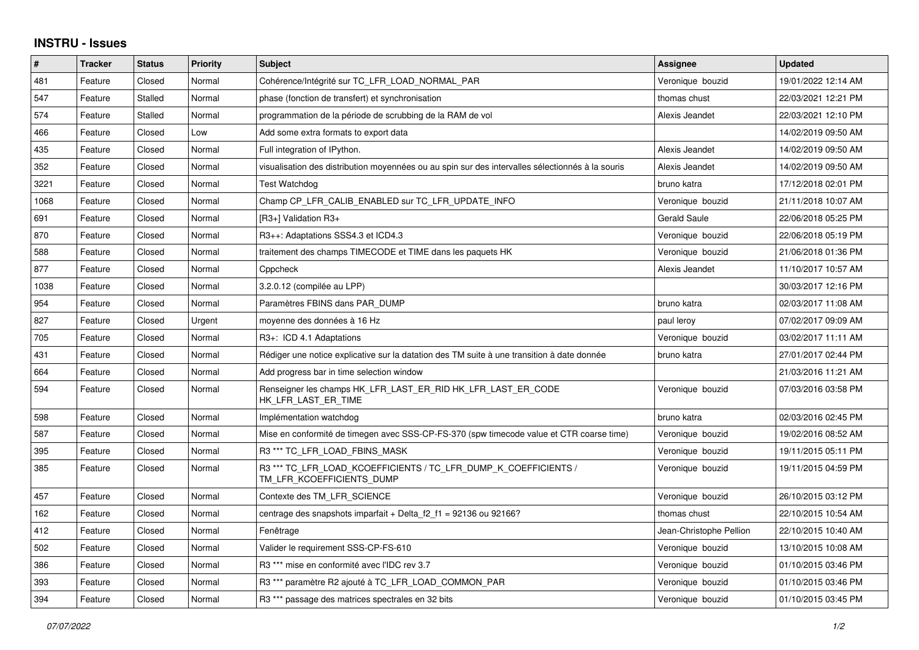## INSTRU - Issues

| # | Tracker | Status | Priority | Subject | Assignee | Updated |
|---|---|---|---|---|---|---|
| 481 | Feature | Closed | Normal | Cohérence/Intégrité sur TC_LFR_LOAD_NORMAL_PAR | Veronique bouzid | 19/01/2022 12:14 AM |
| 547 | Feature | Stalled | Normal | phase (fonction de transfert) et synchronisation | thomas chust | 22/03/2021 12:21 PM |
| 574 | Feature | Stalled | Normal | programmation de la période de scrubbing de la RAM de vol | Alexis Jeandet | 22/03/2021 12:10 PM |
| 466 | Feature | Closed | Low | Add some extra formats to export data | | 14/02/2019 09:50 AM |
| 435 | Feature | Closed | Normal | Full integration of IPython. | Alexis Jeandet | 14/02/2019 09:50 AM |
| 352 | Feature | Closed | Normal | visualisation des distribution moyennées ou au spin sur des intervalles sélectionnés à la souris | Alexis Jeandet | 14/02/2019 09:50 AM |
| 3221 | Feature | Closed | Normal | Test Watchdog | bruno katra | 17/12/2018 02:01 PM |
| 1068 | Feature | Closed | Normal | Champ CP_LFR_CALIB_ENABLED sur TC_LFR_UPDATE_INFO | Veronique bouzid | 21/11/2018 10:07 AM |
| 691 | Feature | Closed | Normal | [R3+] Validation R3+ | Gerald Saule | 22/06/2018 05:25 PM |
| 870 | Feature | Closed | Normal | R3++: Adaptations SSS4.3 et ICD4.3 | Veronique bouzid | 22/06/2018 05:19 PM |
| 588 | Feature | Closed | Normal | traitement des champs TIMECODE et TIME dans les paquets HK | Veronique bouzid | 21/06/2018 01:36 PM |
| 877 | Feature | Closed | Normal | Cppcheck | Alexis Jeandet | 11/10/2017 10:57 AM |
| 1038 | Feature | Closed | Normal | 3.2.0.12 (compilée au LPP) | | 30/03/2017 12:16 PM |
| 954 | Feature | Closed | Normal | Paramètres FBINS dans PAR_DUMP | bruno katra | 02/03/2017 11:08 AM |
| 827 | Feature | Closed | Urgent | moyenne des données à 16 Hz | paul leroy | 07/02/2017 09:09 AM |
| 705 | Feature | Closed | Normal | R3+: ICD 4.1 Adaptations | Veronique bouzid | 03/02/2017 11:11 AM |
| 431 | Feature | Closed | Normal | Rédiger une notice explicative sur la datation des TM suite à une transition à date donnée | bruno katra | 27/01/2017 02:44 PM |
| 664 | Feature | Closed | Normal | Add progress bar in time selection window | | 21/03/2016 11:21 AM |
| 594 | Feature | Closed | Normal | Renseigner les champs HK_LFR_LAST_ER_RID HK_LFR_LAST_ER_CODE HK_LFR_LAST_ER_TIME | Veronique bouzid | 07/03/2016 03:58 PM |
| 598 | Feature | Closed | Normal | Implémentation watchdog | bruno katra | 02/03/2016 02:45 PM |
| 587 | Feature | Closed | Normal | Mise en conformité de timegen avec SSS-CP-FS-370 (spw timecode value et CTR coarse time) | Veronique bouzid | 19/02/2016 08:52 AM |
| 395 | Feature | Closed | Normal | R3 *** TC_LFR_LOAD_FBINS_MASK | Veronique bouzid | 19/11/2015 05:11 PM |
| 385 | Feature | Closed | Normal | R3 *** TC_LFR_LOAD_KCOEFFICIENTS / TC_LFR_DUMP_K_COEFFICIENTS / TM_LFR_KCOEFFICIENTS_DUMP | Veronique bouzid | 19/11/2015 04:59 PM |
| 457 | Feature | Closed | Normal | Contexte des TM_LFR_SCIENCE | Veronique bouzid | 26/10/2015 03:12 PM |
| 162 | Feature | Closed | Normal | centrage des snapshots imparfait + Delta_f2_f1 = 92136 ou 92166? | thomas chust | 22/10/2015 10:54 AM |
| 412 | Feature | Closed | Normal | Fenêtrage | Jean-Christophe Pellion | 22/10/2015 10:40 AM |
| 502 | Feature | Closed | Normal | Valider le requirement SSS-CP-FS-610 | Veronique bouzid | 13/10/2015 10:08 AM |
| 386 | Feature | Closed | Normal | R3 *** mise en conformité avec l'IDC rev 3.7 | Veronique bouzid | 01/10/2015 03:46 PM |
| 393 | Feature | Closed | Normal | R3 *** paramètre R2 ajouté à TC_LFR_LOAD_COMMON_PAR | Veronique bouzid | 01/10/2015 03:46 PM |
| 394 | Feature | Closed | Normal | R3 *** passage des matrices spectrales en 32 bits | Veronique bouzid | 01/10/2015 03:45 PM |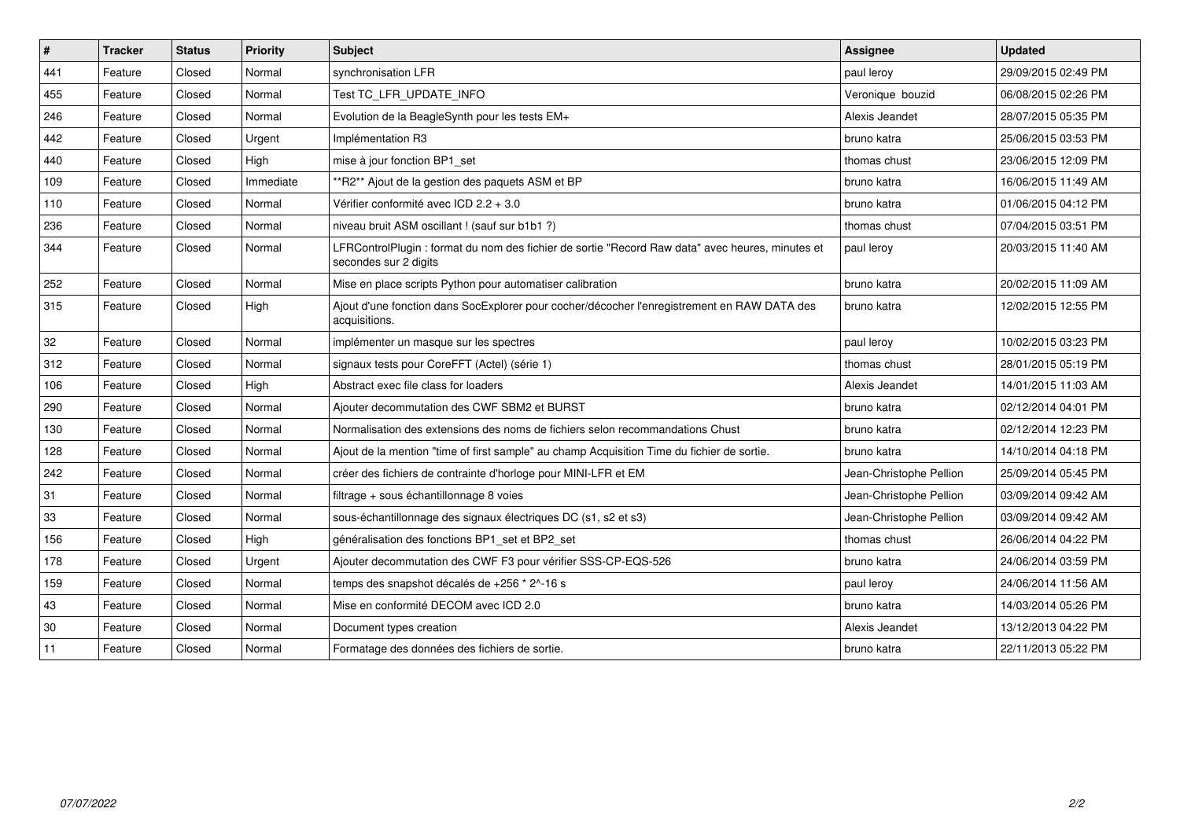| # | Tracker | Status | Priority | Subject | Assignee | Updated |
|---|---|---|---|---|---|---|
| 441 | Feature | Closed | Normal | synchronisation LFR | paul leroy | 29/09/2015 02:49 PM |
| 455 | Feature | Closed | Normal | Test TC_LFR_UPDATE_INFO | Veronique bouzid | 06/08/2015 02:26 PM |
| 246 | Feature | Closed | Normal | Evolution de la BeagleSynth pour les tests EM+ | Alexis Jeandet | 28/07/2015 05:35 PM |
| 442 | Feature | Closed | Urgent | Implémentation R3 | bruno katra | 25/06/2015 03:53 PM |
| 440 | Feature | Closed | High | mise à jour fonction BP1_set | thomas chust | 23/06/2015 12:09 PM |
| 109 | Feature | Closed | Immediate | **R2** Ajout de la gestion des paquets ASM et BP | bruno katra | 16/06/2015 11:49 AM |
| 110 | Feature | Closed | Normal | Vérifier conformité avec ICD 2.2 + 3.0 | bruno katra | 01/06/2015 04:12 PM |
| 236 | Feature | Closed | Normal | niveau bruit ASM oscillant ! (sauf sur b1b1 ?) | thomas chust | 07/04/2015 03:51 PM |
| 344 | Feature | Closed | Normal | LFRControlPlugin : format du nom des fichier de sortie "Record Raw data" avec heures, minutes et secondes sur 2 digits | paul leroy | 20/03/2015 11:40 AM |
| 252 | Feature | Closed | Normal | Mise en place scripts Python pour automatiser calibration | bruno katra | 20/02/2015 11:09 AM |
| 315 | Feature | Closed | High | Ajout d'une fonction dans SocExplorer pour cocher/décocher l'enregistrement en RAW DATA des acquisitions. | bruno katra | 12/02/2015 12:55 PM |
| 32 | Feature | Closed | Normal | implémenter un masque sur les spectres | paul leroy | 10/02/2015 03:23 PM |
| 312 | Feature | Closed | Normal | signaux tests pour CoreFFT (Actel) (série 1) | thomas chust | 28/01/2015 05:19 PM |
| 106 | Feature | Closed | High | Abstract exec file class for loaders | Alexis Jeandet | 14/01/2015 11:03 AM |
| 290 | Feature | Closed | Normal | Ajouter decommutation des CWF SBM2 et BURST | bruno katra | 02/12/2014 04:01 PM |
| 130 | Feature | Closed | Normal | Normalisation des extensions des noms de fichiers selon recommandations Chust | bruno katra | 02/12/2014 12:23 PM |
| 128 | Feature | Closed | Normal | Ajout de la mention "time of first sample" au champ Acquisition Time du fichier de sortie. | bruno katra | 14/10/2014 04:18 PM |
| 242 | Feature | Closed | Normal | créer des fichiers de contrainte d'horloge pour MINI-LFR et EM | Jean-Christophe Pellion | 25/09/2014 05:45 PM |
| 31 | Feature | Closed | Normal | filtrage + sous échantillonnage 8 voies | Jean-Christophe Pellion | 03/09/2014 09:42 AM |
| 33 | Feature | Closed | Normal | sous-échantillonnage des signaux électriques DC (s1, s2 et s3) | Jean-Christophe Pellion | 03/09/2014 09:42 AM |
| 156 | Feature | Closed | High | généralisation des fonctions BP1_set et BP2_set | thomas chust | 26/06/2014 04:22 PM |
| 178 | Feature | Closed | Urgent | Ajouter decommutation des CWF F3 pour vérifier SSS-CP-EQS-526 | bruno katra | 24/06/2014 03:59 PM |
| 159 | Feature | Closed | Normal | temps des snapshot décalés de +256 * 2^-16 s | paul leroy | 24/06/2014 11:56 AM |
| 43 | Feature | Closed | Normal | Mise en conformité DECOM avec ICD 2.0 | bruno katra | 14/03/2014 05:26 PM |
| 30 | Feature | Closed | Normal | Document types creation | Alexis Jeandet | 13/12/2013 04:22 PM |
| 11 | Feature | Closed | Normal | Formatage des données des fichiers de sortie. | bruno katra | 22/11/2013 05:22 PM |